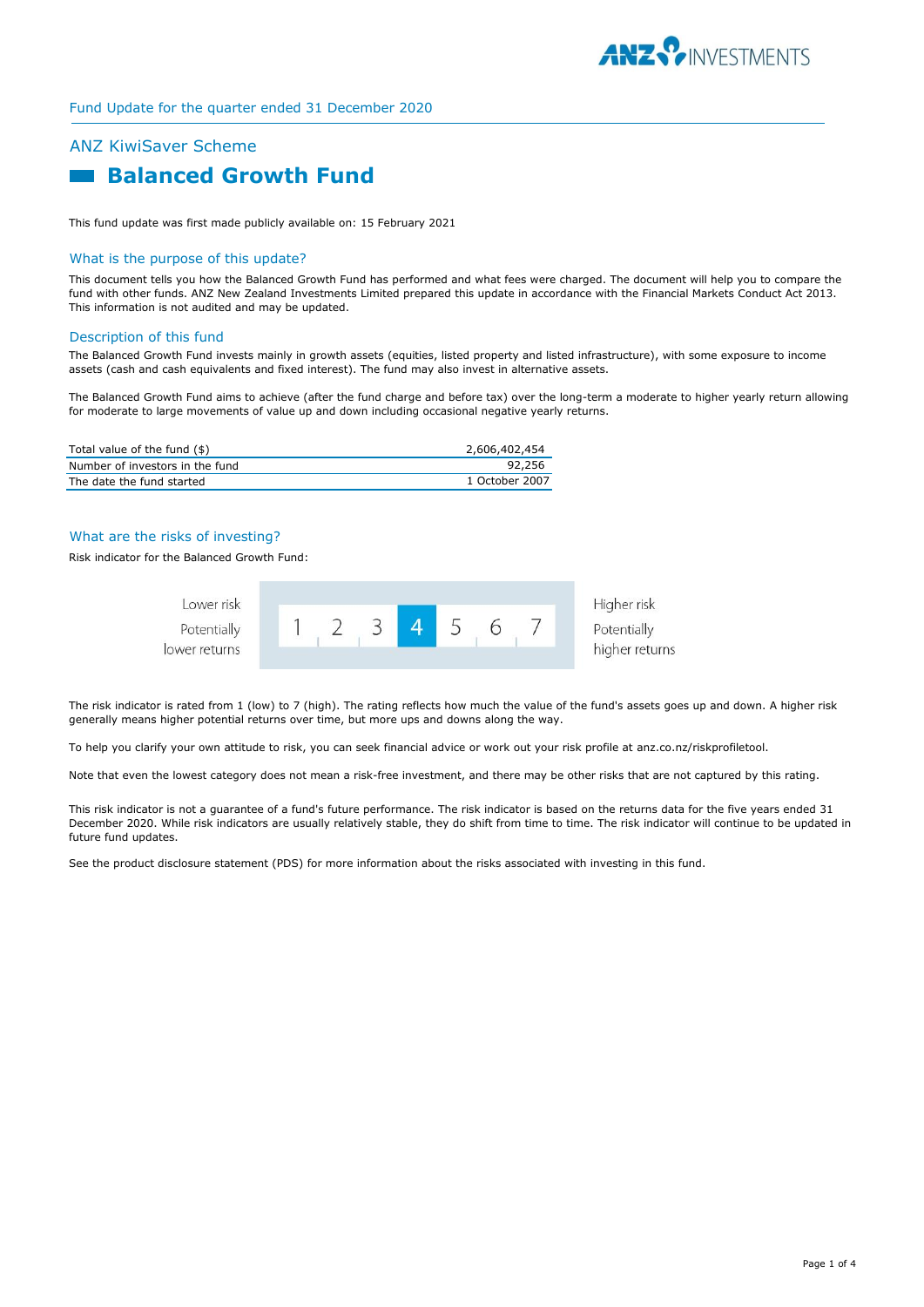Fund Update for the quarter ended 31 December 2020

## ANZ KiwiSaver Scheme

# Balanced Growth Fund

This fund update was first made publicly available on: 15 February 2021

## What is the purpose of this update?

This document tells you how the Balanced Growth Fund has performed and what fees were charged. The document will help you to compare the fund with other funds. ANZ New Zealand Investments Limited prepared this update in accordance with the Financial Markets Conduct Act 2013. This information is not audited and may be updated.

## Description of this fund

The Balanced Growth Fund invests mainly in growth assets (equities, listed property and listed infrastructure), with some exposure to income assets (cash and cash equivalents and fixed interest). The fund may also invest in alternative assets.

The Balanced Growth Fund aims to achieve (after the fund charge and before tax) over the long-term a moderate to higher yearly return allowing for moderate to large movements of value up and down including occasional negative yearly returns.

| | |
|---|---|
| Total value of the fund ($) | 2,606,402,454 |
| Number of investors in the fund | 92,256 |
| The date the fund started | 1 October 2007 |

## What are the risks of investing?

Risk indicator for the Balanced Growth Fund:

| Lower risk<br>Potentially lower returns | 1 | 2 | 3 | **4** | 5 | 6 | 7 | Higher risk<br>Potentially higher returns |
|---|---|---|---|---|---|---|---|---|

The risk indicator is rated from 1 (low) to 7 (high). The rating reflects how much the value of the fund's assets goes up and down. A higher risk generally means higher potential returns over time, but more ups and downs along the way.

To help you clarify your own attitude to risk, you can seek financial advice or work out your risk profile at anz.co.nz/riskprofiletool.

Note that even the lowest category does not mean a risk-free investment, and there may be other risks that are not captured by this rating.

This risk indicator is not a guarantee of a fund's future performance. The risk indicator is based on the returns data for the five years ended 31 December 2020. While risk indicators are usually relatively stable, they do shift from time to time. The risk indicator will continue to be updated in future fund updates.

See the product disclosure statement (PDS) for more information about the risks associated with investing in this fund.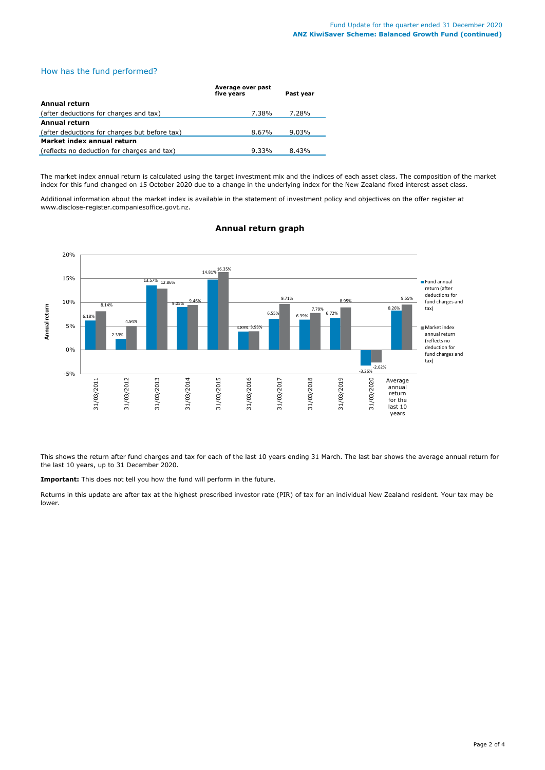## How has the fund performed?

| | Average over past five years | Past year |
|---|---|---|
| **Annual return** | | |
| (after deductions for charges and tax) | 7.38% | 7.28% |
| **Annual return** | | |
| (after deductions for charges but before tax) | 8.67% | 9.03% |
| **Market index annual return** | | |
| (reflects no deduction for charges and tax) | 9.33% | 8.43% |

The market index annual return is calculated using the target investment mix and the indices of each asset class. The composition of the market index for this fund changed on 15 October 2020 due to a change in the underlying index for the New Zealand fixed interest asset class.

Additional information about the market index is available in the statement of investment policy and objectives on the offer register at www.disclose-register.companiesoffice.govt.nz.

### Annual return graph

| | Fund annual return (after deductions for fund charges and tax) | Market index annual return (reflects no deduction for fund charges and tax) |
|---|---|---|
| 31/03/2011 | 6.18% | 8.14% |
| 31/03/2012 | 2.33% | 4.94% |
| 31/03/2013 | 13.57% | 12.86% |
| 31/03/2014 | 9.05% | 9.46% |
| 31/03/2015 | 14.81% | 16.35% |
| 31/03/2016 | 3.89% | 3.93% |
| 31/03/2017 | 6.55% | 9.71% |
| 31/03/2018 | 6.39% | 7.79% |
| 31/03/2019 | 6.72% | 8.95% |
| 31/03/2020 | -3.26% | -2.62% |
| Average annual return for the last 10 years | 8.26% | 9.55% |

This shows the return after fund charges and tax for each of the last 10 years ending 31 March. The last bar shows the average annual return for the last 10 years, up to 31 December 2020.

**Important:** This does not tell you how the fund will perform in the future.

Returns in this update are after tax at the highest prescribed investor rate (PIR) of tax for an individual New Zealand resident. Your tax may be lower.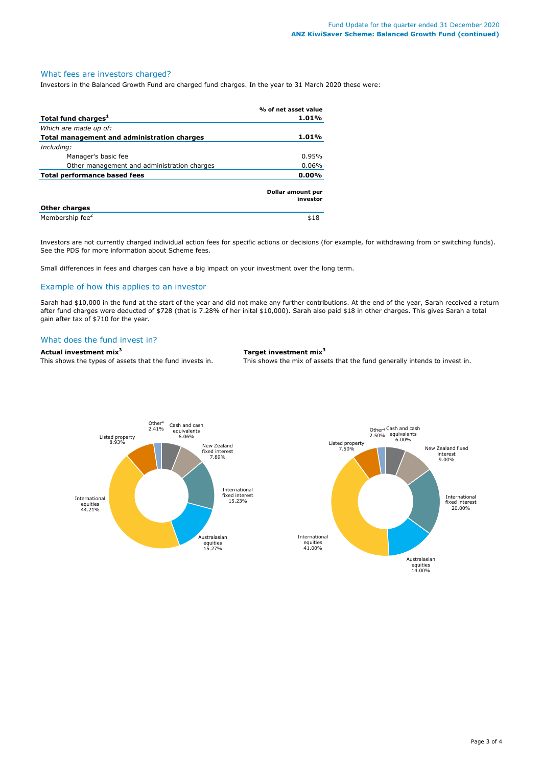## What fees are investors charged?

Investors in the Balanced Growth Fund are charged fund charges. In the year to 31 March 2020 these were:

| | % of net asset value |
|---|---|
| **Total fund charges[1]** | **1.01%** |
| *Which are made up of:* | |
| **Total management and administration charges** | **1.01%** |
| *Including:* | |
| Manager's basic fee | 0.95% |
| Other management and administration charges | 0.06% |
| **Total performance based fees** | **0.00%** |

| | Dollar amount per investor |
|---|---|
| **Other charges** | |
| Membership fee[2] | $18 |

Investors are not currently charged individual action fees for specific actions or decisions (for example, for withdrawing from or switching funds). See the PDS for more information about Scheme fees.

Small differences in fees and charges can have a big impact on your investment over the long term.

## Example of how this applies to an investor

Sarah had $10,000 in the fund at the start of the year and did not make any further contributions. At the end of the year, Sarah received a return after fund charges were deducted of $728 (that is 7.28% of her inital $10,000). Sarah also paid $18 in other charges. This gives Sarah a total gain after tax of $710 for the year.

## What does the fund invest in?

**Actual investment mix[3]**

This shows the types of assets that the fund invests in.

| Asset type | Actual |
|---|---|
| Cash and cash equivalents | 6.06% |
| New Zealand fixed interest | 7.89% |
| International fixed interest | 15.23% |
| Australasian equities | 15.27% |
| International equities | 44.21% |
| Listed property | 8.93% |
| Other[4] | 2.41% |

**Target investment mix[3]**

This shows the mix of assets that the fund generally intends to invest in.

| Asset type | Target |
|---|---|
| Cash and cash equivalents | 6.00% |
| New Zealand fixed interest | 9.00% |
| International fixed interest | 20.00% |
| Australasian equities | 14.00% |
| International equities | 41.00% |
| Listed property | 7.50% |
| Other[4] | 2.50% |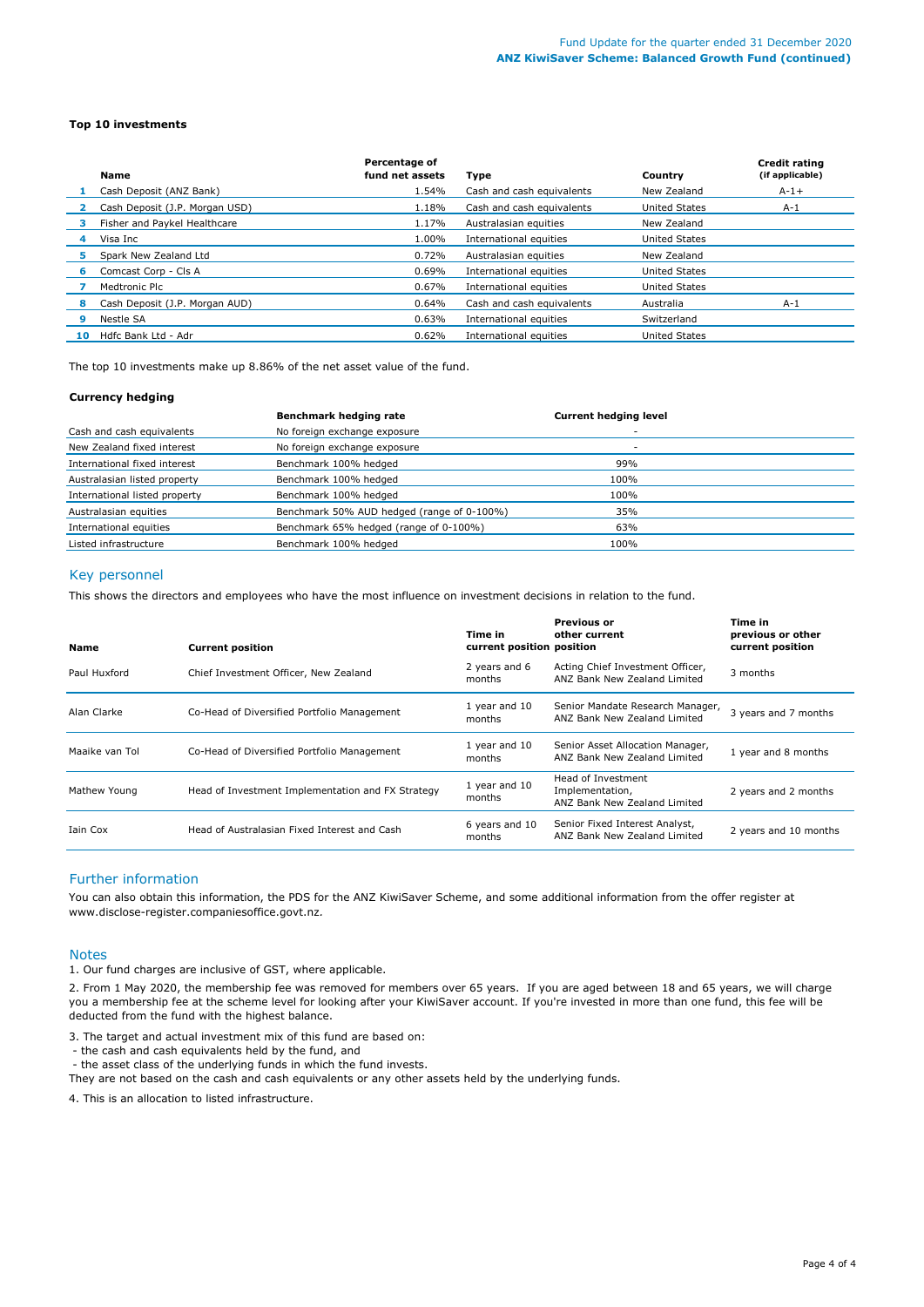### Top 10 investments

| | Name | Percentage of fund net assets | Type | Country | Credit rating (if applicable) |
|---|---|---|---|---|---|
| 1 | Cash Deposit (ANZ Bank) | 1.54% | Cash and cash equivalents | New Zealand | A-1+ |
| 2 | Cash Deposit (J.P. Morgan USD) | 1.18% | Cash and cash equivalents | United States | A-1 |
| 3 | Fisher and Paykel Healthcare | 1.17% | Australasian equities | New Zealand | |
| 4 | Visa Inc | 1.00% | International equities | United States | |
| 5 | Spark New Zealand Ltd | 0.72% | Australasian equities | New Zealand | |
| 6 | Comcast Corp - Cls A | 0.69% | International equities | United States | |
| 7 | Medtronic Plc | 0.67% | International equities | United States | |
| 8 | Cash Deposit (J.P. Morgan AUD) | 0.64% | Cash and cash equivalents | Australia | A-1 |
| 9 | Nestle SA | 0.63% | International equities | Switzerland | |
| 10 | Hdfc Bank Ltd - Adr | 0.62% | International equities | United States | |

The top 10 investments make up 8.86% of the net asset value of the fund.

### Currency hedging

| | Benchmark hedging rate | Current hedging level |
|---|---|---|
| Cash and cash equivalents | No foreign exchange exposure | - |
| New Zealand fixed interest | No foreign exchange exposure | - |
| International fixed interest | Benchmark 100% hedged | 99% |
| Australasian listed property | Benchmark 100% hedged | 100% |
| International listed property | Benchmark 100% hedged | 100% |
| Australasian equities | Benchmark 50% AUD hedged (range of 0-100%) | 35% |
| International equities | Benchmark 65% hedged (range of 0-100%) | 63% |
| Listed infrastructure | Benchmark 100% hedged | 100% |

## Key personnel

This shows the directors and employees who have the most influence on investment decisions in relation to the fund.

| Name | Current position | Time in current position | Previous or other current position | Time in previous or other current position |
|---|---|---|---|---|
| Paul Huxford | Chief Investment Officer, New Zealand | 2 years and 6 months | Acting Chief Investment Officer, ANZ Bank New Zealand Limited | 3 months |
| Alan Clarke | Co-Head of Diversified Portfolio Management | 1 year and 10 months | Senior Mandate Research Manager, ANZ Bank New Zealand Limited | 3 years and 7 months |
| Maaike van Tol | Co-Head of Diversified Portfolio Management | 1 year and 10 months | Senior Asset Allocation Manager, ANZ Bank New Zealand Limited | 1 year and 8 months |
| Mathew Young | Head of Investment Implementation and FX Strategy | 1 year and 10 months | Head of Investment Implementation, ANZ Bank New Zealand Limited | 2 years and 2 months |
| Iain Cox | Head of Australasian Fixed Interest and Cash | 6 years and 10 months | Senior Fixed Interest Analyst, ANZ Bank New Zealand Limited | 2 years and 10 months |

## Further information

You can also obtain this information, the PDS for the ANZ KiwiSaver Scheme, and some additional information from the offer register at www.disclose-register.companiesoffice.govt.nz.

## Notes

1. Our fund charges are inclusive of GST, where applicable.

2. From 1 May 2020, the membership fee was removed for members over 65 years. If you are aged between 18 and 65 years, we will charge you a membership fee at the scheme level for looking after your KiwiSaver account. If you're invested in more than one fund, this fee will be deducted from the fund with the highest balance.

3. The target and actual investment mix of this fund are based on:
 - the cash and cash equivalents held by the fund, and
 - the asset class of the underlying funds in which the fund invests.

They are not based on the cash and cash equivalents or any other assets held by the underlying funds.

4. This is an allocation to listed infrastructure.